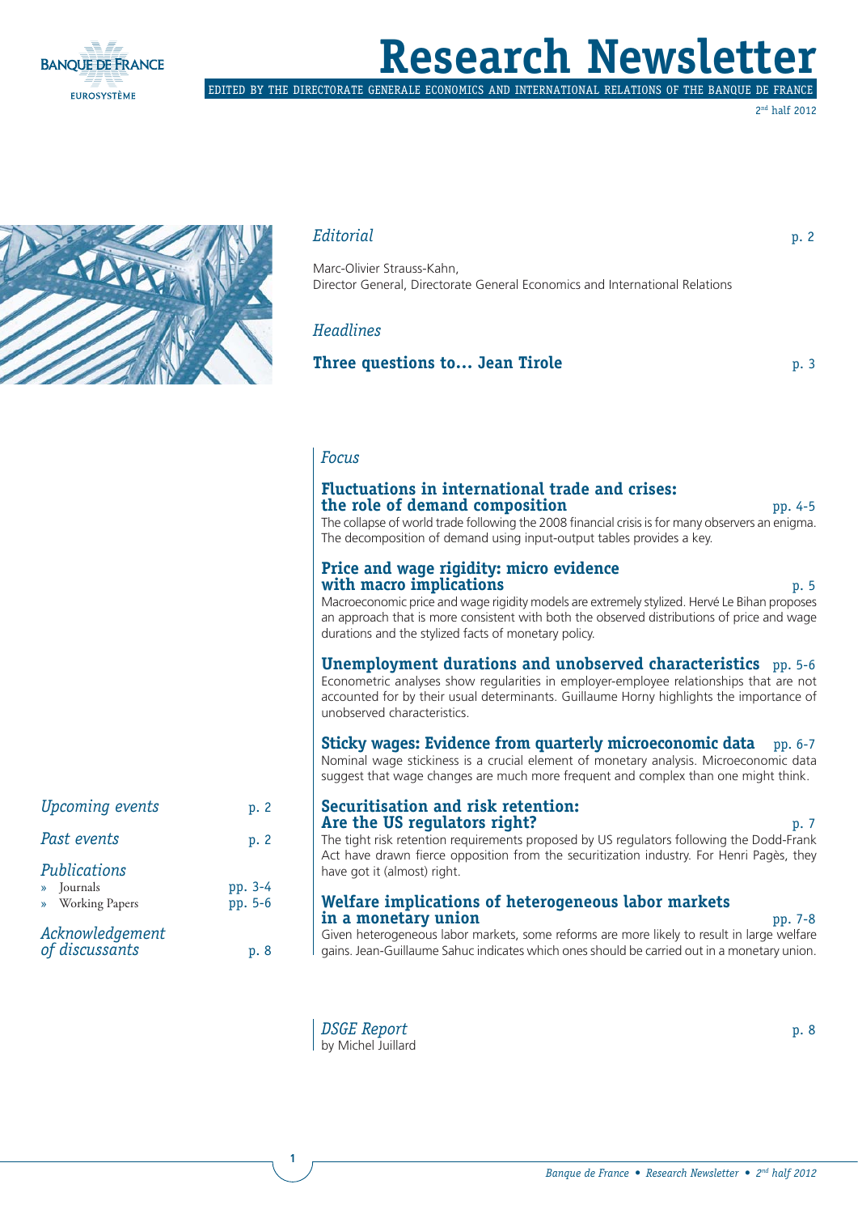# Research Newsletter

EDITED BY THE DIRECTORATE GENERALE ECONOMICS AND INTERNATIONAL RELATIONS OF THE BANQUE DE FRANCE

2nd half 2012

*Editorial* p. 2

Marc-Olivier Strauss-Kahn,
Director General, Directorate General Economics and International Relations

*Headlines*

**Three questions to... Jean Tirole** p. 3

*Focus*

**Fluctuations in international trade and crises: the role of demand composition** pp. 4-5

The collapse of world trade following the 2008 financial crisis is for many observers an enigma. The decomposition of demand using input-output tables provides a key.

**Price and wage rigidity: micro evidence with macro implications** p. 5

Macroeconomic price and wage rigidity models are extremely stylized. Hervé Le Bihan proposes an approach that is more consistent with both the observed distributions of price and wage durations and the stylized facts of monetary policy.

**Unemployment durations and unobserved characteristics** pp. 5-6

Econometric analyses show regularities in employer-employee relationships that are not accounted for by their usual determinants. Guillaume Horny highlights the importance of unobserved characteristics.

**Sticky wages: Evidence from quarterly microeconomic data** pp. 6-7

Nominal wage stickiness is a crucial element of monetary analysis. Microeconomic data suggest that wage changes are much more frequent and complex than one might think.

**Securitisation and risk retention: Are the US regulators right?** p. 7

The tight risk retention requirements proposed by US regulators following the Dodd-Frank Act have drawn fierce opposition from the securitization industry. For Henri Pagès, they have got it (almost) right.

**Welfare implications of heterogeneous labor markets in a monetary union** pp. 7-8

Given heterogeneous labor markets, some reforms are more likely to result in large welfare gains. Jean-Guillaume Sahuc indicates which ones should be carried out in a monetary union.

*DSGE Report* p. 8
by Michel Juillard

*Upcoming events* p. 2

*Past events* p. 2

*Publications*

- Journals pp. 3-4
- Working Papers pp. 5-6

*Acknowledgement of discussants* p. 8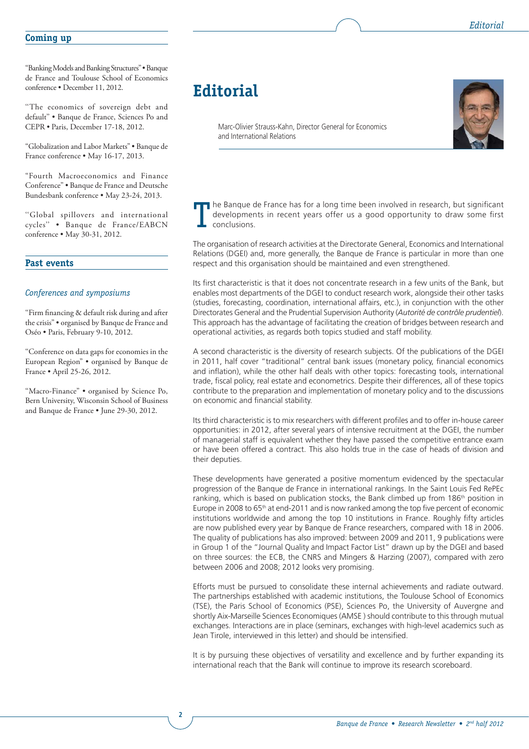## Coming up

"Banking Models and Banking Structures" • Banque de France and Toulouse School of Economics conference • December 11, 2012.

"The economics of sovereign debt and default" • Banque de France, Sciences Po and CEPR • Paris, December 17-18, 2012.

"Globalization and Labor Markets" • Banque de France conference • May 16-17, 2013.

"Fourth Macroeconomics and Finance Conference" • Banque de France and Deutsche Bundesbank conference • May 23-24, 2013.

"Global spillovers and international cycles" • Banque de France/EABCN conference • May 30-31, 2012.

## Past events

### *Conferences and symposiums*

"Firm financing & default risk during and after the crisis" • organised by Banque de France and Oséo • Paris, February 9-10, 2012.

"Conference on data gaps for economies in the European Region" • organised by Banque de France • April 25-26, 2012.

"Macro-Finance" • organised by Science Po, Bern University, Wisconsin School of Business and Banque de France • June 29-30, 2012.

# Editorial

Marc-Olivier Strauss-Kahn, Director General for Economics and International Relations

The Banque de France has for a long time been involved in research, but significant developments in recent years offer us a good opportunity to draw some first conclusions.

The organisation of research activities at the Directorate General, Economics and International Relations (DGEI) and, more generally, the Banque de France is particular in more than one respect and this organisation should be maintained and even strengthened.

Its first characteristic is that it does not concentrate research in a few units of the Bank, but enables most departments of the DGEI to conduct research work, alongside their other tasks (studies, forecasting, coordination, international affairs, etc.), in conjunction with the other Directorates General and the Prudential Supervision Authority (*Autorité de contrôle prudentiel*). This approach has the advantage of facilitating the creation of bridges between research and operational activities, as regards both topics studied and staff mobility.

A second characteristic is the diversity of research subjects. Of the publications of the DGEI in 2011, half cover "traditional" central bank issues (monetary policy, financial economics and inflation), while the other half deals with other topics: forecasting tools, international trade, fiscal policy, real estate and econometrics. Despite their differences, all of these topics contribute to the preparation and implementation of monetary policy and to the discussions on economic and financial stability.

Its third characteristic is to mix researchers with different profiles and to offer in-house career opportunities: in 2012, after several years of intensive recruitment at the DGEI, the number of managerial staff is equivalent whether they have passed the competitive entrance exam or have been offered a contract. This also holds true in the case of heads of division and their deputies.

These developments have generated a positive momentum evidenced by the spectacular progression of the Banque de France in international rankings. In the Saint Louis Fed RePEc ranking, which is based on publication stocks, the Bank climbed up from 186th position in Europe in 2008 to 65th at end-2011 and is now ranked among the top five percent of economic institutions worldwide and among the top 10 institutions in France. Roughly fifty articles are now published every year by Banque de France researchers, compared with 18 in 2006. The quality of publications has also improved: between 2009 and 2011, 9 publications were in Group 1 of the "Journal Quality and Impact Factor List" drawn up by the DGEI and based on three sources: the ECB, the CNRS and Mingers & Harzing (2007), compared with zero between 2006 and 2008; 2012 looks very promising.

Efforts must be pursued to consolidate these internal achievements and radiate outward. The partnerships established with academic institutions, the Toulouse School of Economics (TSE), the Paris School of Economics (PSE), Sciences Po, the University of Auvergne and shortly Aix-Marseille Sciences Economiques (AMSE ) should contribute to this through mutual exchanges. Interactions are in place (seminars, exchanges with high-level academics such as Jean Tirole, interviewed in this letter) and should be intensified.

It is by pursuing these objectives of versatility and excellence and by further expanding its international reach that the Bank will continue to improve its research scoreboard.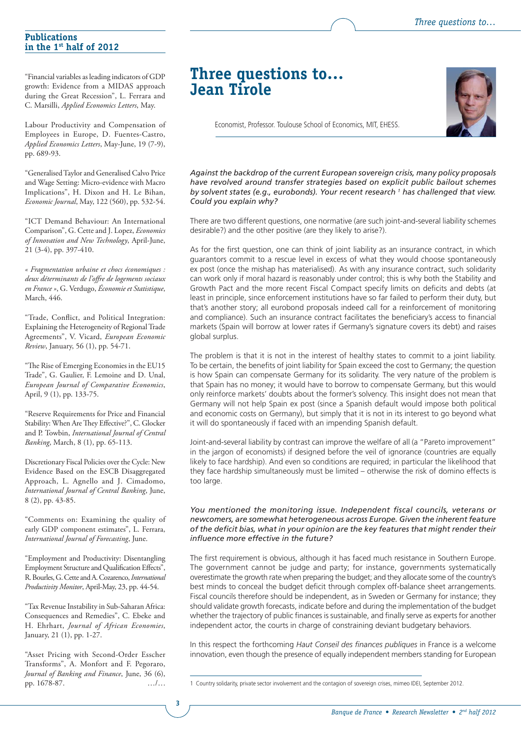## Publications in the 1st half of 2012

"Financial variables as leading indicators of GDP growth: Evidence from a MIDAS approach during the Great Recession", L. Ferrara and C. Marsilli, *Applied Economics Letters*, May.

Labour Productivity and Compensation of Employees in Europe, D. Fuentes-Castro, *Applied Economics Letters*, May-June, 19 (7-9), pp. 689-93.

"Generalised Taylor and Generalised Calvo Price and Wage Setting: Micro-evidence with Macro Implications", H. Dixon and H. Le Bihan, *Economic Journal*, May, 122 (560), pp. 532-54.

"ICT Demand Behaviour: An International Comparison", G. Cette and J. Lopez, *Economics of Innovation and New Technology*, April-June, 21 (3-4), pp. 397-410.

*« Fragmentation urbaine et chocs économiques : deux déterminants de l'offre de logements sociaux en France »*, G. Verdugo, *Économie et Statistique*, March, 446.

"Trade, Conflict, and Political Integration: Explaining the Heterogeneity of Regional Trade Agreements", V. Vicard, *European Economic Review*, January, 56 (1), pp. 54-71.

"The Rise of Emerging Economies in the EU15 Trade", G. Gaulier, F. Lemoine and D. Unal, *European Journal of Comparative Economics*, April, 9 (1), pp. 133-75.

"Reserve Requirements for Price and Financial Stability: When Are They Effective?", C. Glocker and P. Towbin, *International Journal of Central Banking*, March, 8 (1), pp. 65-113.

Discretionary Fiscal Policies over the Cycle: New Evidence Based on the ESCB Disaggregated Approach, L. Agnello and J. Cimadomo, *International Journal of Central Banking*, June, 8 (2), pp. 43-85.

"Comments on: Examining the quality of early GDP component estimates", L. Ferrara, *International Journal of Forecasting*, June.

"Employment and Productivity: Disentangling Employment Structure and Qualification Effects", R. Bourles, G. Cette and A. Cozarenco, *International Productivity Monitor*, April-May, 23, pp. 44-54.

"Tax Revenue Instability in Sub-Saharan Africa: Consequences and Remedies", C. Ebeke and H. Ehrhart, *Journal of African Economies*, January, 21 (1), pp. 1-27.

"Asset Pricing with Second-Order Esscher Transforms", A. Monfort and F. Pegoraro, *Journal of Banking and Finance*, June, 36 (6), pp. 1678-87. …/…

# Three questions to… Jean Tirole

Economist, Professor. Toulouse School of Economics, MIT, EHESS.

*Against the backdrop of the current European sovereign crisis, many policy proposals have revolved around transfer strategies based on explicit public bailout schemes by solvent states (e.g., eurobonds). Your recent research [1] has challenged that view. Could you explain why?*

There are two different questions, one normative (are such joint-and-several liability schemes desirable?) and the other positive (are they likely to arise?).

As for the first question, one can think of joint liability as an insurance contract, in which guarantors commit to a rescue level in excess of what they would choose spontaneously ex post (once the mishap has materialised). As with any insurance contract, such solidarity can work only if moral hazard is reasonably under control; this is why both the Stability and Growth Pact and the more recent Fiscal Compact specify limits on deficits and debts (at least in principle, since enforcement institutions have so far failed to perform their duty, but that's another story; all eurobond proposals indeed call for a reinforcement of monitoring and compliance). Such an insurance contract facilitates the beneficiary's access to financial markets (Spain will borrow at lower rates if Germany's signature covers its debt) and raises global surplus.

The problem is that it is not in the interest of healthy states to commit to a joint liability. To be certain, the benefits of joint liability for Spain exceed the cost to Germany; the question is how Spain can compensate Germany for its solidarity. The very nature of the problem is that Spain has no money; it would have to borrow to compensate Germany, but this would only reinforce markets' doubts about the former's solvency. This insight does not mean that Germany will not help Spain ex post (since a Spanish default would impose both political and economic costs on Germany), but simply that it is not in its interest to go beyond what it will do spontaneously if faced with an impending Spanish default.

Joint-and-several liability by contrast can improve the welfare of all (a "Pareto improvement" in the jargon of economists) if designed before the veil of ignorance (countries are equally likely to face hardship). And even so conditions are required; in particular the likelihood that they face hardship simultaneously must be limited – otherwise the risk of domino effects is too large.

*You mentioned the monitoring issue. Independent fiscal councils, veterans or newcomers, are somewhat heterogeneous across Europe. Given the inherent feature of the deficit bias, what in your opinion are the key features that might render their influence more effective in the future?*

The first requirement is obvious, although it has faced much resistance in Southern Europe. The government cannot be judge and party; for instance, governments systematically overestimate the growth rate when preparing the budget; and they allocate some of the country's best minds to conceal the budget deficit through complex off-balance sheet arrangements. Fiscal councils therefore should be independent, as in Sweden or Germany for instance; they should validate growth forecasts, indicate before and during the implementation of the budget whether the trajectory of public finances is sustainable, and finally serve as experts for another independent actor, the courts in charge of constraining deviant budgetary behaviors.

In this respect the forthcoming *Haut Conseil des finances publiques* in France is a welcome innovation, even though the presence of equally independent members standing for European

---

[1] Country solidarity, private sector involvement and the contagion of sovereign crises, mimeo IDEI, September 2012.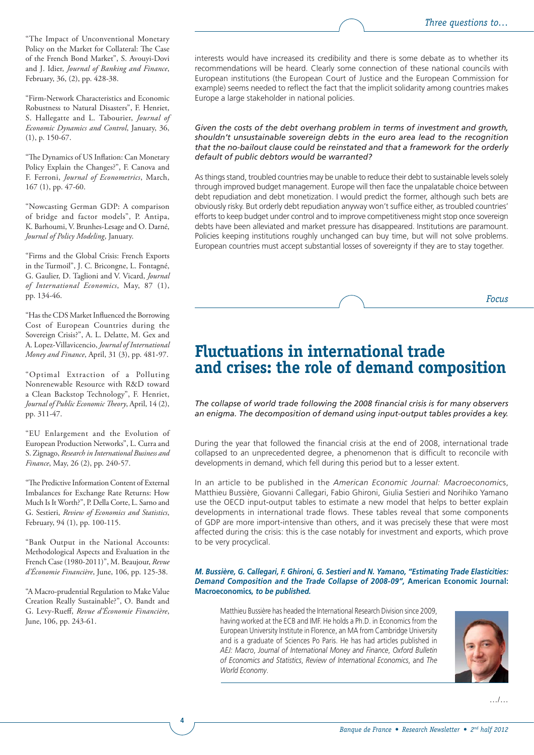"The Impact of Unconventional Monetary Policy on the Market for Collateral: The Case of the French Bond Market", S. Avouyi-Dovi and J. Idier, *Journal of Banking and Finance*, February, 36, (2), pp. 428-38.

"Firm-Network Characteristics and Economic Robustness to Natural Disasters", F. Henriet, S. Hallegatte and L. Tabourier, *Journal of Economic Dynamics and Control*, January, 36, (1), p. 150-67.

"The Dynamics of US Inflation: Can Monetary Policy Explain the Changes?", F. Canova and F. Ferroni, *Journal of Econometrics*, March, 167 (1), pp. 47-60.

"Nowcasting German GDP: A comparison of bridge and factor models", P. Antipa, K. Barhoumi, V. Brunhes-Lesage and O. Darné, *Journal of Policy Modeling*, January.

"Firms and the Global Crisis: French Exports in the Turmoil", J. C. Bricongne, L. Fontagné, G. Gaulier, D. Taglioni and V. Vicard, *Journal of International Economics*, May, 87 (1), pp. 134-46.

"Has the CDS Market Influenced the Borrowing Cost of European Countries during the Sovereign Crisis?", A. L. Delatte, M. Gex and A. Lopez-Villavicencio, *Journal of International Money and Finance*, April, 31 (3), pp. 481-97.

"Optimal Extraction of a Polluting Nonrenewable Resource with R&D toward a Clean Backstop Technology", F. Henriet, *Journal of Public Economic Theory*, April, 14 (2), pp. 311-47.

"EU Enlargement and the Evolution of European Production Networks", L. Curra and S. Zignago, *Research in International Business and Finance*, May, 26 (2), pp. 240-57.

"The Predictive Information Content of External Imbalances for Exchange Rate Returns: How Much Is It Worth?", P. Della Corte, L. Sarno and G. Sestieri, *Review of Economics and Statistics*, February, 94 (1), pp. 100-115.

"Bank Output in the National Accounts: Methodological Aspects and Evaluation in the French Case (1980-2011)", M. Beaujour, *Revue d'Économie Financière*, June, 106, pp. 125-38.

"A Macro-prudential Regulation to Make Value Creation Really Sustainable?", O. Bandt and G. Levy-Rueff, *Revue d'Économie Financière*, June, 106, pp. 243-61.

interests would have increased its credibility and there is some debate as to whether its recommendations will be heard. Clearly some connection of these national councils with European institutions (the European Court of Justice and the European Commission for example) seems needed to reflect the fact that the implicit solidarity among countries makes Europe a large stakeholder in national policies.

*Given the costs of the debt overhang problem in terms of investment and growth, shouldn't unsustainable sovereign debts in the euro area lead to the recognition that the no-bailout clause could be reinstated and that a framework for the orderly default of public debtors would be warranted?*

As things stand, troubled countries may be unable to reduce their debt to sustainable levels solely through improved budget management. Europe will then face the unpalatable choice between debt repudiation and debt monetization. I would predict the former, although such bets are obviously risky. But orderly debt repudiation anyway won't suffice either, as troubled countries' efforts to keep budget under control and to improve competitiveness might stop once sovereign debts have been alleviated and market pressure has disappeared. Institutions are paramount. Policies keeping institutions roughly unchanged can buy time, but will not solve problems. European countries must accept substantial losses of sovereignty if they are to stay together.

*Focus*

# Fluctuations in international trade and crises: the role of demand composition

*The collapse of world trade following the 2008 financial crisis is for many observers an enigma. The decomposition of demand using input-output tables provides a key.*

During the year that followed the financial crisis at the end of 2008, international trade collapsed to an unprecedented degree, a phenomenon that is difficult to reconcile with developments in demand, which fell during this period but to a lesser extent.

In an article to be published in the *American Economic Journal: Macroeconomics*, Matthieu Bussière, Giovanni Callegari, Fabio Ghironi, Giulia Sestieri and Norihiko Yamano use the OECD input-output tables to estimate a new model that helps to better explain developments in international trade flows. These tables reveal that some components of GDP are more import-intensive than others, and it was precisely these that were most affected during the crisis: this is the case notably for investment and exports, which prove to be very procyclical.

***M. Bussière, G. Callegari, F. Ghironi, G. Sestieri and N. Yamano, "Estimating Trade Elasticities: Demand Composition and the Trade Collapse of 2008-09",* American Economic Journal: Macroeconomics*, to be published.***

Matthieu Bussière has headed the International Research Division since 2009, having worked at the ECB and IMF. He holds a Ph.D. in Economics from the European University Institute in Florence, an MA from Cambridge University and is a graduate of Sciences Po Paris. He has had articles published in *AEJ: Macro*, *Journal of International Money and Finance*, *Oxford Bulletin of Economics and Statistics*, *Review of International Economics*, and *The World Economy*.

…/…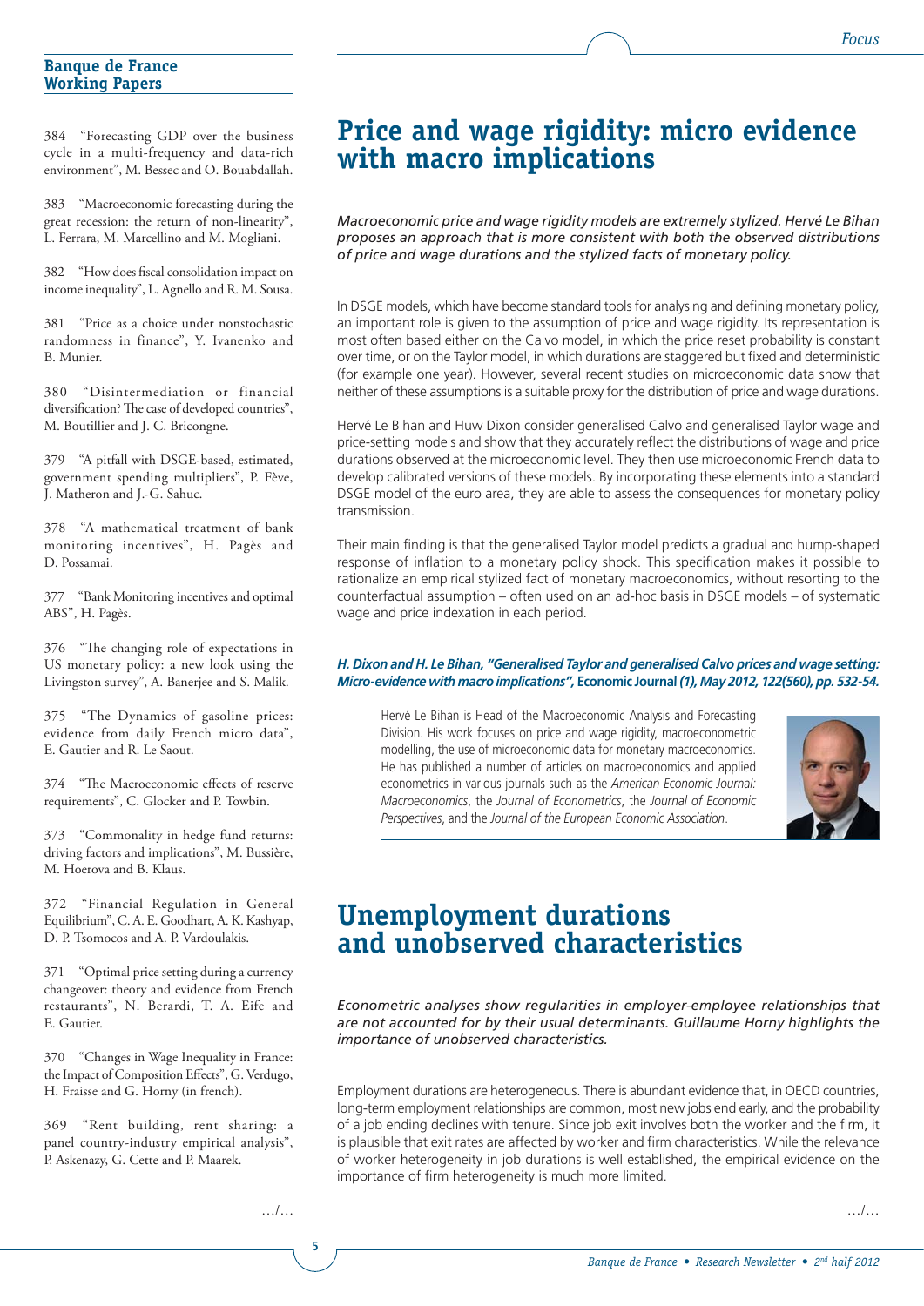## Banque de France Working Papers

384 "Forecasting GDP over the business cycle in a multi-frequency and data-rich environment", M. Bessec and O. Bouabdallah.

383 "Macroeconomic forecasting during the great recession: the return of non-linearity", L. Ferrara, M. Marcellino and M. Mogliani.

382 "How does fiscal consolidation impact on income inequality", L. Agnello and R. M. Sousa.

381 "Price as a choice under nonstochastic randomness in finance", Y. Ivanenko and B. Munier.

380 "Disintermediation or financial diversification? The case of developed countries", M. Boutillier and J. C. Bricongne.

379 "A pitfall with DSGE-based, estimated, government spending multipliers", P. Fève, J. Matheron and J.-G. Sahuc.

378 "A mathematical treatment of bank monitoring incentives", H. Pagès and D. Possamaï.

377 "Bank Monitoring incentives and optimal ABS", H. Pagès.

376 "The changing role of expectations in US monetary policy: a new look using the Livingston survey", A. Banerjee and S. Malik.

375 "The Dynamics of gasoline prices: evidence from daily French micro data", E. Gautier and R. Le Saout.

374 "The Macroeconomic effects of reserve requirements", C. Glocker and P. Towbin.

373 "Commonality in hedge fund returns: driving factors and implications", M. Bussière, M. Hoerova and B. Klaus.

372 "Financial Regulation in General Equilibrium", C. A. E. Goodhart, A. K. Kashyap, D. P. Tsomocos and A. P. Vardoulakis.

371 "Optimal price setting during a currency changeover: theory and evidence from French restaurants", N. Berardi, T. A. Eife and E. Gautier.

370 "Changes in Wage Inequality in France: the Impact of Composition Effects", G. Verdugo, H. Fraisse and G. Horny (in french).

369 "Rent building, rent sharing: a panel country-industry empirical analysis", P. Askenazy, G. Cette and P. Maarek.

…/…

# Price and wage rigidity: micro evidence with macro implications

*Macroeconomic price and wage rigidity models are extremely stylized. Hervé Le Bihan proposes an approach that is more consistent with both the observed distributions of price and wage durations and the stylized facts of monetary policy.*

In DSGE models, which have become standard tools for analysing and defining monetary policy, an important role is given to the assumption of price and wage rigidity. Its representation is most often based either on the Calvo model, in which the price reset probability is constant over time, or on the Taylor model, in which durations are staggered but fixed and deterministic (for example one year). However, several recent studies on microeconomic data show that neither of these assumptions is a suitable proxy for the distribution of price and wage durations.

Hervé Le Bihan and Huw Dixon consider generalised Calvo and generalised Taylor wage and price-setting models and show that they accurately reflect the distributions of wage and price durations observed at the microeconomic level. They then use microeconomic French data to develop calibrated versions of these models. By incorporating these elements into a standard DSGE model of the euro area, they are able to assess the consequences for monetary policy transmission.

Their main finding is that the generalised Taylor model predicts a gradual and hump-shaped response of inflation to a monetary policy shock. This specification makes it possible to rationalize an empirical stylized fact of monetary macroeconomics, without resorting to the counterfactual assumption – often used on an ad-hoc basis in DSGE models – of systematic wage and price indexation in each period.

***H. Dixon and H. Le Bihan, "Generalised Taylor and generalised Calvo prices and wage setting: Micro-evidence with macro implications",*** **Economic Journal** ***(1), May 2012, 122(560), pp. 532-54.***

Hervé Le Bihan is Head of the Macroeconomic Analysis and Forecasting Division. His work focuses on price and wage rigidity, macroeconometric modelling, the use of microeconomic data for monetary macroeconomics. He has published a number of articles on macroeconomics and applied econometrics in various journals such as the *American Economic Journal: Macroeconomics*, the *Journal of Econometrics*, the *Journal of Economic Perspectives*, and the *Journal of the European Economic Association*.

# Unemployment durations and unobserved characteristics

*Econometric analyses show regularities in employer-employee relationships that are not accounted for by their usual determinants. Guillaume Horny highlights the importance of unobserved characteristics.*

Employment durations are heterogeneous. There is abundant evidence that, in OECD countries, long-term employment relationships are common, most new jobs end early, and the probability of a job ending declines with tenure. Since job exit involves both the worker and the firm, it is plausible that exit rates are affected by worker and firm characteristics. While the relevance of worker heterogeneity in job durations is well established, the empirical evidence on the importance of firm heterogeneity is much more limited.

…/…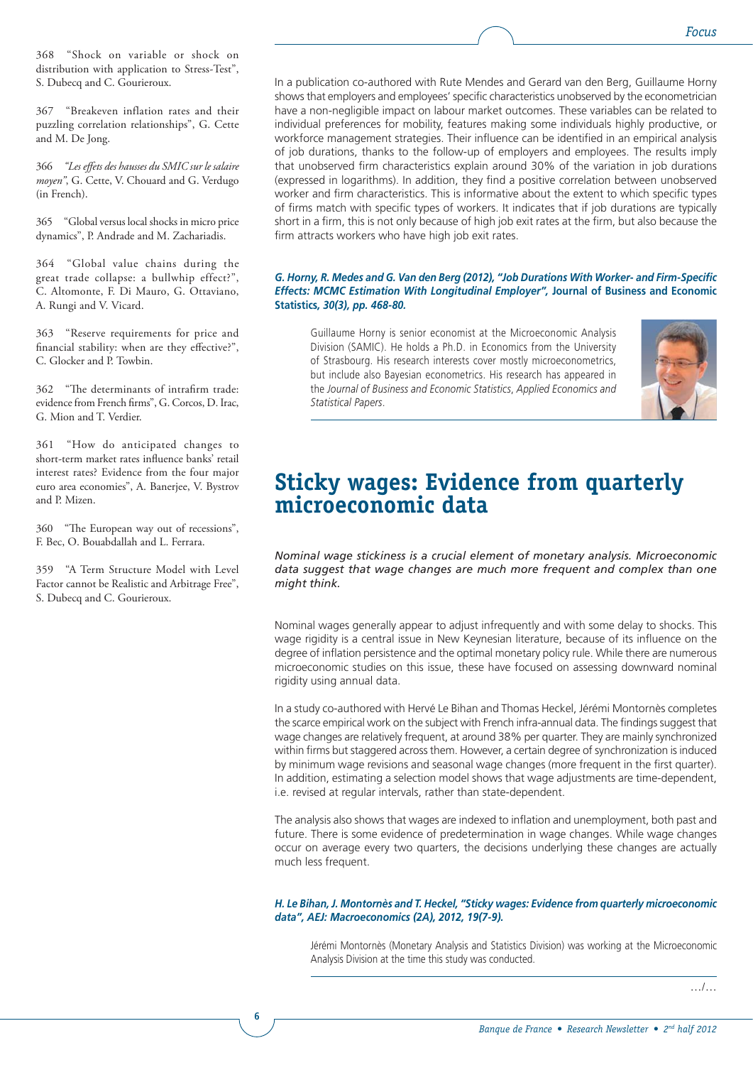368 "Shock on variable or shock on distribution with application to Stress-Test", S. Dubecq and C. Gourieroux.

367 "Breakeven inflation rates and their puzzling correlation relationships", G. Cette and M. De Jong.

366 *"Les effets des hausses du SMIC sur le salaire moyen"*, G. Cette, V. Chouard and G. Verdugo (in French).

365 "Global versus local shocks in micro price dynamics", P. Andrade and M. Zachariadis.

364 "Global value chains during the great trade collapse: a bullwhip effect?", C. Altomonte, F. Di Mauro, G. Ottaviano, A. Rungi and V. Vicard.

363 "Reserve requirements for price and financial stability: when are they effective?", C. Glocker and P. Towbin.

362 "The determinants of intrafirm trade: evidence from French firms", G. Corcos, D. Irac, G. Mion and T. Verdier.

361 "How do anticipated changes to short-term market rates influence banks' retail interest rates? Evidence from the four major euro area economies", A. Banerjee, V. Bystrov and P. Mizen.

360 "The European way out of recessions", F. Bec, O. Bouabdallah and L. Ferrara.

359 "A Term Structure Model with Level Factor cannot be Realistic and Arbitrage Free", S. Dubecq and C. Gourieroux.

In a publication co-authored with Rute Mendes and Gerard van den Berg, Guillaume Horny shows that employers and employees' specific characteristics unobserved by the econometrician have a non-negligible impact on labour market outcomes. These variables can be related to individual preferences for mobility, features making some individuals highly productive, or workforce management strategies. Their influence can be identified in an empirical analysis of job durations, thanks to the follow-up of employers and employees. The results imply that unobserved firm characteristics explain around 30% of the variation in job durations (expressed in logarithms). In addition, they find a positive correlation between unobserved worker and firm characteristics. This is informative about the extent to which specific types of firms match with specific types of workers. It indicates that if job durations are typically short in a firm, this is not only because of high job exit rates at the firm, but also because the firm attracts workers who have high job exit rates.

***G. Horny, R. Medes and G. Van den Berg (2012), "Job Durations With Worker- and Firm-Specific Effects: MCMC Estimation With Longitudinal Employer",* Journal of Business and Economic Statistics, *30(3), pp. 468-80.***

Guillaume Horny is senior economist at the Microeconomic Analysis Division (SAMIC). He holds a Ph.D. in Economics from the University of Strasbourg. His research interests cover mostly microeconometrics, but include also Bayesian econometrics. His research has appeared in the *Journal of Business and Economic Statistics*, *Applied Economics and Statistical Papers*.

# Sticky wages: Evidence from quarterly microeconomic data

*Nominal wage stickiness is a crucial element of monetary analysis. Microeconomic data suggest that wage changes are much more frequent and complex than one might think.*

Nominal wages generally appear to adjust infrequently and with some delay to shocks. This wage rigidity is a central issue in New Keynesian literature, because of its influence on the degree of inflation persistence and the optimal monetary policy rule. While there are numerous microeconomic studies on this issue, these have focused on assessing downward nominal rigidity using annual data.

In a study co-authored with Hervé Le Bihan and Thomas Heckel, Jérémi Montornès completes the scarce empirical work on the subject with French infra-annual data. The findings suggest that wage changes are relatively frequent, at around 38% per quarter. They are mainly synchronized within firms but staggered across them. However, a certain degree of synchronization is induced by minimum wage revisions and seasonal wage changes (more frequent in the first quarter). In addition, estimating a selection model shows that wage adjustments are time-dependent, i.e. revised at regular intervals, rather than state-dependent.

The analysis also shows that wages are indexed to inflation and unemployment, both past and future. There is some evidence of predetermination in wage changes. While wage changes occur on average every two quarters, the decisions underlying these changes are actually much less frequent.

***H. Le Bihan, J. Montornès and T. Heckel, "Sticky wages: Evidence from quarterly microeconomic data", AEJ: Macroeconomics (2A), 2012, 19(7-9).***

Jérémi Montornès (Monetary Analysis and Statistics Division) was working at the Microeconomic Analysis Division at the time this study was conducted.

.../...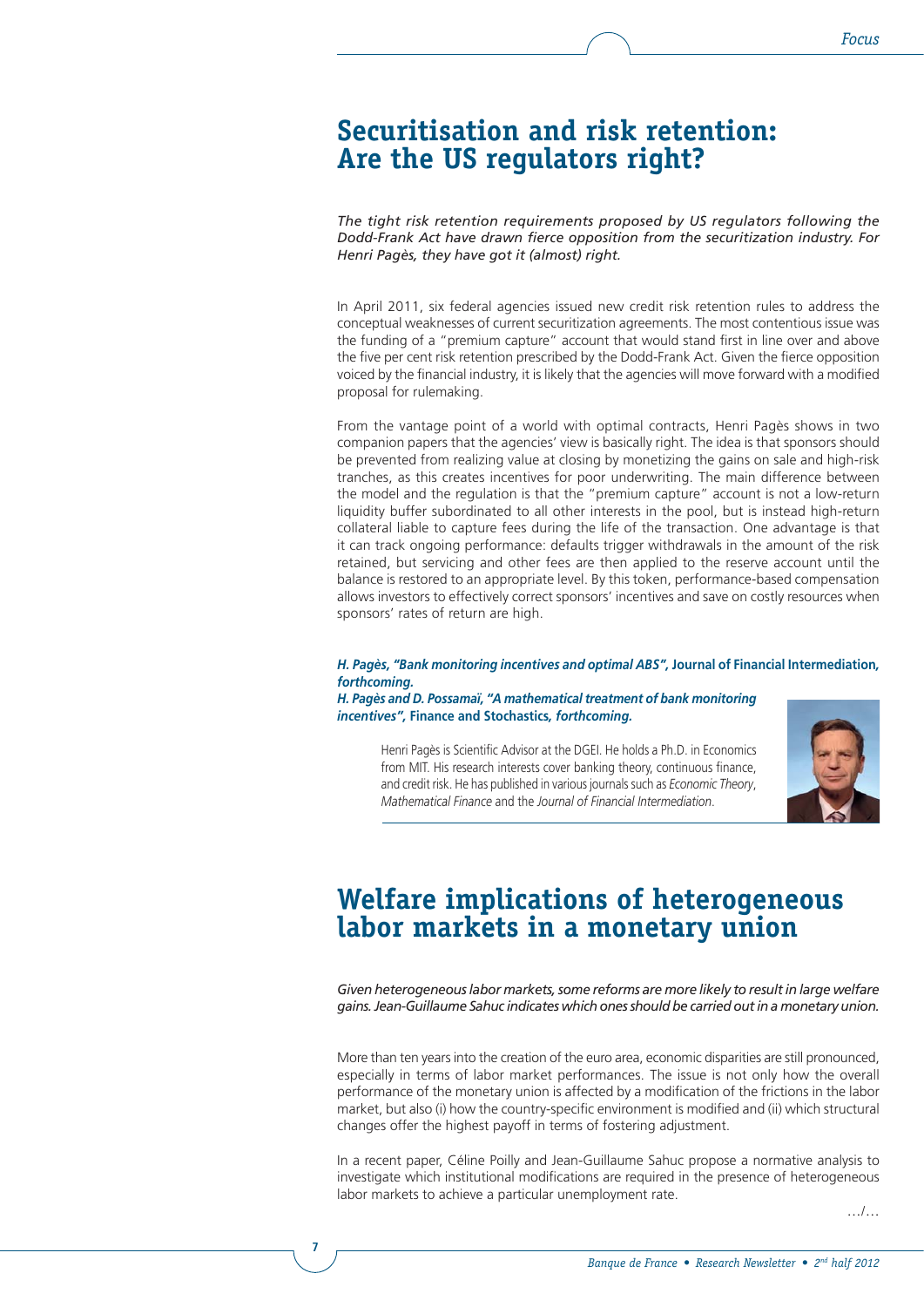# Securitisation and risk retention: Are the US regulators right?

*The tight risk retention requirements proposed by US regulators following the Dodd-Frank Act have drawn fierce opposition from the securitization industry. For Henri Pagès, they have got it (almost) right.*

In April 2011, six federal agencies issued new credit risk retention rules to address the conceptual weaknesses of current securitization agreements. The most contentious issue was the funding of a "premium capture" account that would stand first in line over and above the five per cent risk retention prescribed by the Dodd-Frank Act. Given the fierce opposition voiced by the financial industry, it is likely that the agencies will move forward with a modified proposal for rulemaking.

From the vantage point of a world with optimal contracts, Henri Pagès shows in two companion papers that the agencies' view is basically right. The idea is that sponsors should be prevented from realizing value at closing by monetizing the gains on sale and high-risk tranches, as this creates incentives for poor underwriting. The main difference between the model and the regulation is that the "premium capture" account is not a low-return liquidity buffer subordinated to all other interests in the pool, but is instead high-return collateral liable to capture fees during the life of the transaction. One advantage is that it can track ongoing performance: defaults trigger withdrawals in the amount of the risk retained, but servicing and other fees are then applied to the reserve account until the balance is restored to an appropriate level. By this token, performance-based compensation allows investors to effectively correct sponsors' incentives and save on costly resources when sponsors' rates of return are high.

***H. Pagès, "Bank monitoring incentives and optimal ABS",* Journal of Financial Intermediation*, forthcoming.***
***H. Pagès and D. Possamaï, "A mathematical treatment of bank monitoring incentives",* Finance and Stochastics*, forthcoming.***

Henri Pagès is Scientific Advisor at the DGEI. He holds a Ph.D. in Economics from MIT. His research interests cover banking theory, continuous finance, and credit risk. He has published in various journals such as *Economic Theory*, *Mathematical Finance* and the *Journal of Financial Intermediation*.

# Welfare implications of heterogeneous labor markets in a monetary union

*Given heterogeneous labor markets, some reforms are more likely to result in large welfare gains. Jean-Guillaume Sahuc indicates which ones should be carried out in a monetary union.*

More than ten years into the creation of the euro area, economic disparities are still pronounced, especially in terms of labor market performances. The issue is not only how the overall performance of the monetary union is affected by a modification of the frictions in the labor market, but also (i) how the country-specific environment is modified and (ii) which structural changes offer the highest payoff in terms of fostering adjustment.

In a recent paper, Céline Poilly and Jean-Guillaume Sahuc propose a normative analysis to investigate which institutional modifications are required in the presence of heterogeneous labor markets to achieve a particular unemployment rate.

…/…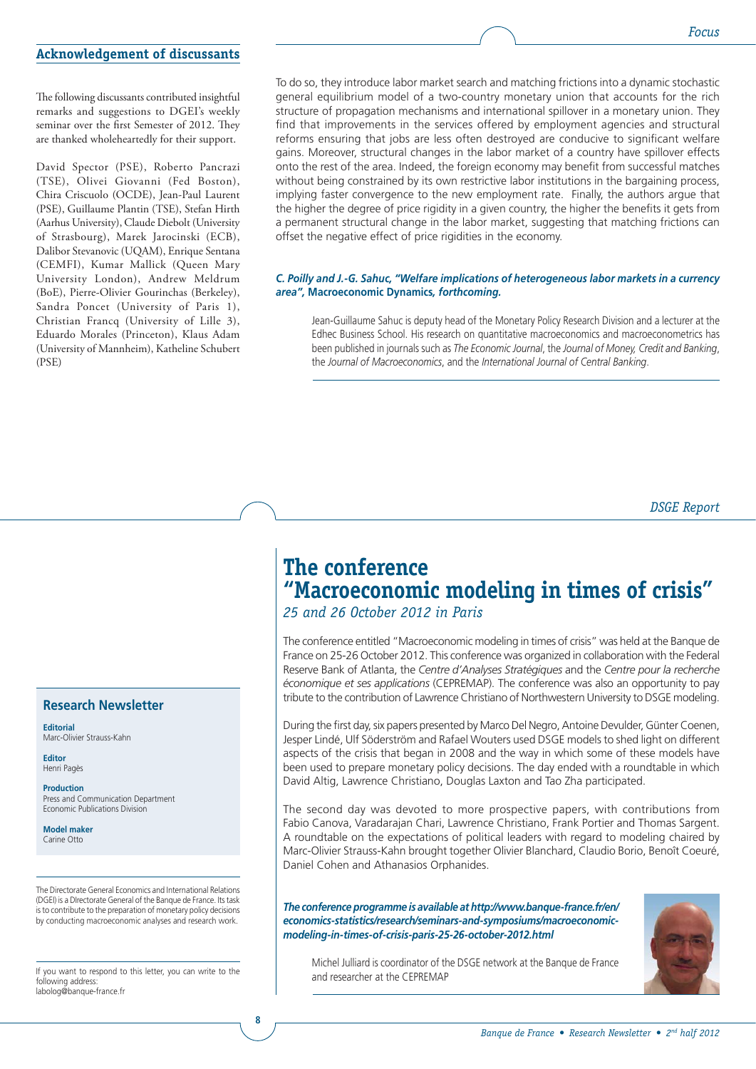## Acknowledgement of discussants

The following discussants contributed insightful remarks and suggestions to DGEI's weekly seminar over the first Semester of 2012. They are thanked wholeheartedly for their support.

David Spector (PSE), Roberto Pancrazi (TSE), Olivei Giovanni (Fed Boston), Chira Criscuolo (OCDE), Jean-Paul Laurent (PSE), Guillaume Plantin (TSE), Stefan Hirth (Aarhus University), Claude Diebolt (University of Strasbourg), Marek Jarocinski (ECB), Dalibor Stevanovic (UQAM), Enrique Sentana (CEMFI), Kumar Mallick (Queen Mary University London), Andrew Meldrum (BoE), Pierre-Olivier Gourinchas (Berkeley), Sandra Poncet (University of Paris 1), Christian Francq (University of Lille 3), Eduardo Morales (Princeton), Klaus Adam (University of Mannheim), Katheline Schubert (PSE)

To do so, they introduce labor market search and matching frictions into a dynamic stochastic general equilibrium model of a two-country monetary union that accounts for the rich structure of propagation mechanisms and international spillover in a monetary union. They find that improvements in the services offered by employment agencies and structural reforms ensuring that jobs are less often destroyed are conducive to significant welfare gains. Moreover, structural changes in the labor market of a country have spillover effects onto the rest of the area. Indeed, the foreign economy may benefit from successful matches without being constrained by its own restrictive labor institutions in the bargaining process, implying faster convergence to the new employment rate. Finally, the authors argue that the higher the degree of price rigidity in a given country, the higher the benefits it gets from a permanent structural change in the labor market, suggesting that matching frictions can offset the negative effect of price rigidities in the economy.

***C. Poilly and J.-G. Sahuc, "Welfare implications of heterogeneous labor markets in a currency area",* Macroeconomic Dynamics*, forthcoming.***

Jean-Guillaume Sahuc is deputy head of the Monetary Policy Research Division and a lecturer at the Edhec Business School. His research on quantitative macroeconomics and macroeconometrics has been published in journals such as *The Economic Journal*, the *Journal of Money, Credit and Banking*, the *Journal of Macroeconomics*, and the *International Journal of Central Banking*.

*DSGE Report*

# The conference "Macroeconomic modeling in times of crisis"

*25 and 26 October 2012 in Paris*

The conference entitled "Macroeconomic modeling in times of crisis" was held at the Banque de France on 25-26 October 2012. This conference was organized in collaboration with the Federal Reserve Bank of Atlanta, the *Centre d'Analyses Stratégiques* and the *Centre pour la recherche économique et ses applications* (CEPREMAP). The conference was also an opportunity to pay tribute to the contribution of Lawrence Christiano of Northwestern University to DSGE modeling.

During the first day, six papers presented by Marco Del Negro, Antoine Devulder, Günter Coenen, Jesper Lindé, Ulf Söderström and Rafael Wouters used DSGE models to shed light on different aspects of the crisis that began in 2008 and the way in which some of these models have been used to prepare monetary policy decisions. The day ended with a roundtable in which David Altig, Lawrence Christiano, Douglas Laxton and Tao Zha participated.

The second day was devoted to more prospective papers, with contributions from Fabio Canova, Varadarajan Chari, Lawrence Christiano, Frank Portier and Thomas Sargent. A roundtable on the expectations of political leaders with regard to modeling chaired by Marc-Olivier Strauss-Kahn brought together Olivier Blanchard, Claudio Borio, Benoît Coeuré, Daniel Cohen and Athanasios Orphanides.

***The conference programme is available at http://www.banque-france.fr/en/economics-statistics/research/seminars-and-symposiums/macroeconomic-modeling-in-times-of-crisis-paris-25-26-october-2012.html***

Michel Julliard is coordinator of the DSGE network at the Banque de France and researcher at the CEPREMAP

### Research Newsletter

**Editorial**
Marc-Olivier Strauss-Kahn

**Editor**
Henri Pagès

**Production**
Press and Communication Department
Economic Publications Division

**Model maker**
Carine Otto

The Directorate General Economics and International Relations (DGEI) is a DIrectorate General of the Banque de France. Its task is to contribute to the preparation of monetary policy decisions by conducting macroeconomic analyses and research work.

If you want to respond to this letter, you can write to the following address:
labolog@banque-france.fr